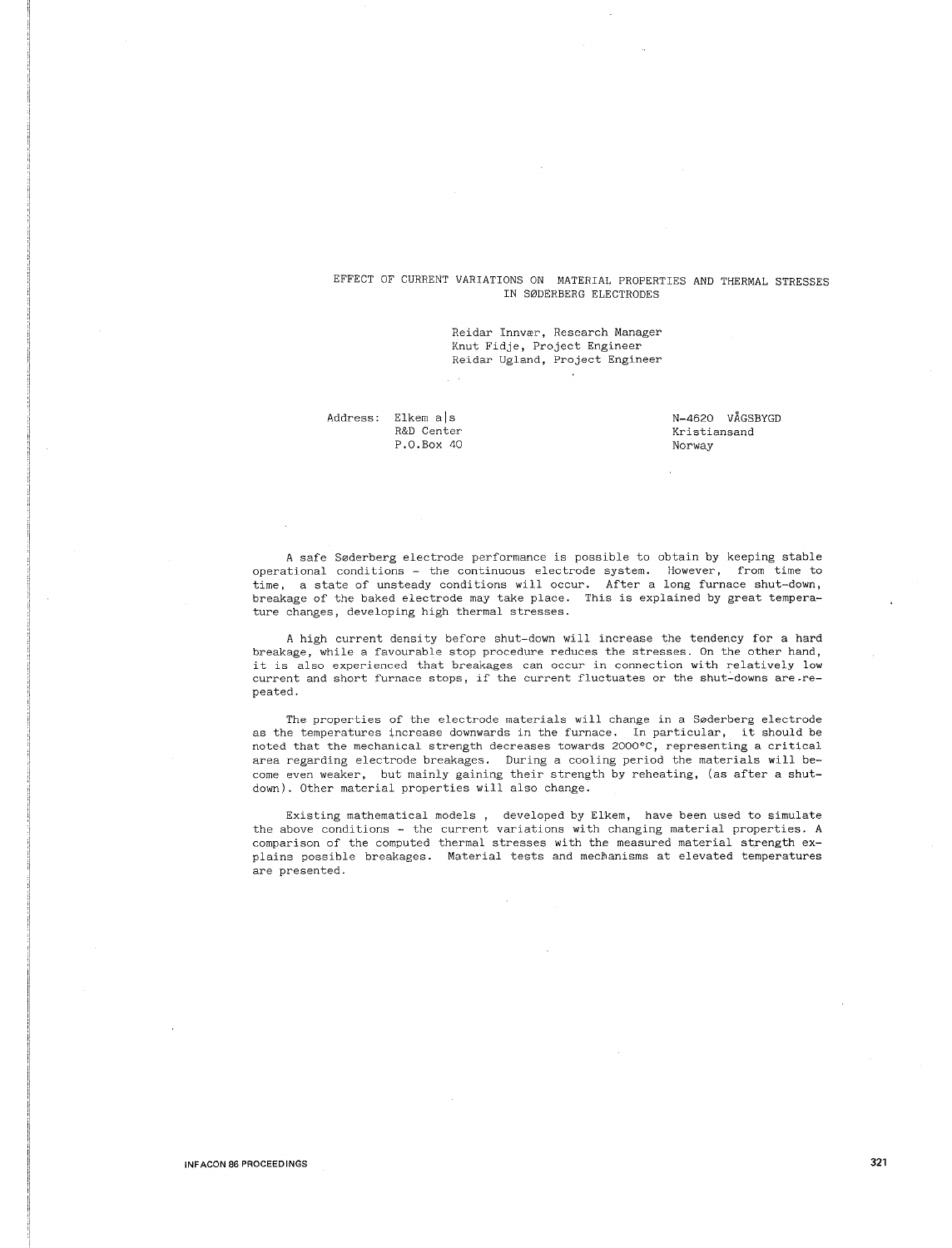# EFFECT OF CURRENT VARIATIONS ON MATERIAL PROPERTIES AND THERMAL STRESSES IN SØDERBERG ELECTRODES

Reidar Innvær, Research Manager
Knut Fidje, Project Engineer
Reidar Ugland, Project Engineer

Address: Elkem a|s
R&D Center
P.O.Box 40

N-4620 VÅGSBYGD
Kristiansand
Norway

A safe Søderberg electrode performance is possible to obtain by keeping stable operational conditions - the continuous electrode system. However, from time to time, a state of unsteady conditions will occur. After a long furnace shut-down, breakage of the baked electrode may take place. This is explained by great temperature changes, developing high thermal stresses.

A high current density before shut-down will increase the tendency for a hard breakage, while a favourable stop procedure reduces the stresses. On the other hand, it is also experienced that breakages can occur in connection with relatively low current and short furnace stops, if the current fluctuates or the shut-downs are repeated.

The properties of the electrode materials will change in a Søderberg electrode as the temperatures increase downwards in the furnace. In particular, it should be noted that the mechanical strength decreases towards 2000°C, representing a critical area regarding electrode breakages. During a cooling period the materials will become even weaker, but mainly gaining their strength by reheating, (as after a shut-down). Other material properties will also change.

Existing mathematical models , developed by Elkem, have been used to simulate the above conditions - the current variations with changing material properties. A comparison of the computed thermal stresses with the measured material strength explains possible breakages. Material tests and mechanisms at elevated temperatures are presented.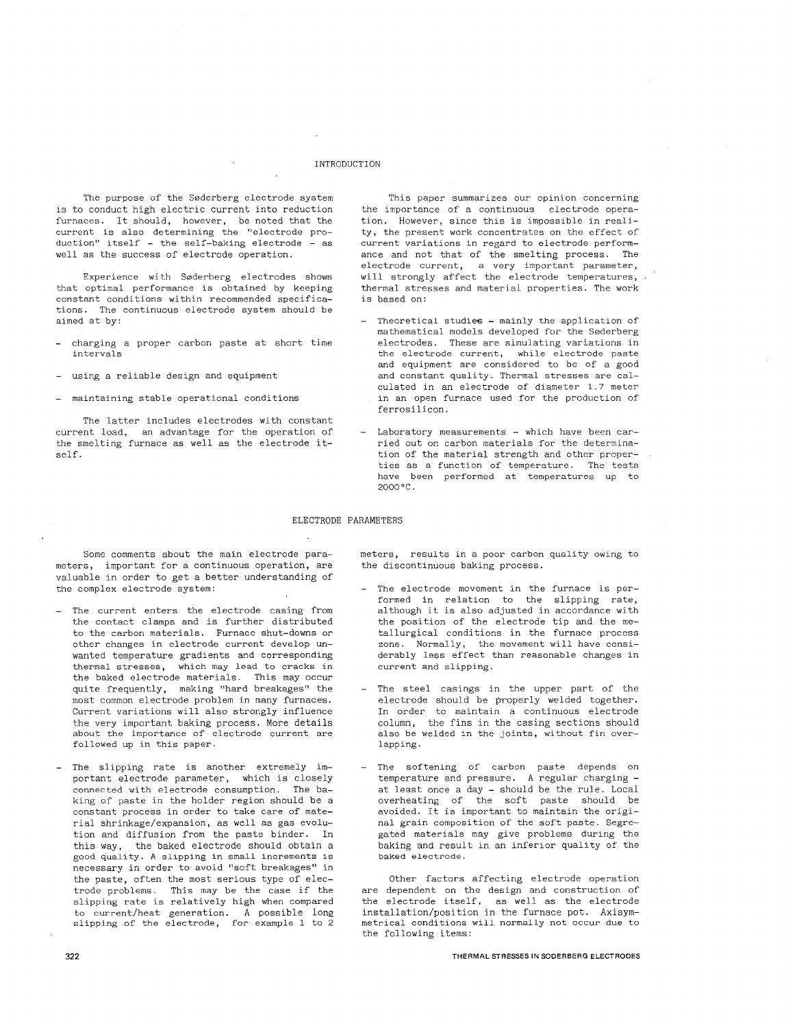## INTRODUCTION

The purpose of the Søderberg electrode system is to conduct high electric current into reduction furnaces. It should, however, be noted that the current is also determining the "electrode production" itself - the self-baking electrode - as well as the success of electrode operation.

Experience with Søderberg electrodes shows that optimal performance is obtained by keeping constant conditions within recommended specifications. The continuous electrode system should be aimed at by:

- charging a proper carbon paste at short time intervals
- using a reliable design and equipment
- maintaining stable operational conditions

The latter includes electrodes with constant current load, an advantage for the operation of the smelting furnace as well as the electrode itself.

This paper summarizes our opinion concerning the importance of a continuous electrode operation. However, since this is impossible in reality, the present work concentrates on the effect of current variations in regard to electrode performance and not that of the smelting process. The electrode current, a very important parameter, will strongly affect the electrode temperatures, thermal stresses and material properties. The work is based on:

- Theoretical studies - mainly the application of mathematical models developed for the Søderberg electrodes. These are simulating variations in the electrode current, while electrode paste and equipment are considered to be of a good and constant quality. Thermal stresses are calculated in an electrode of diameter 1.7 meter in an open furnace used for the production of ferrosilicon.
- Laboratory measurements - which have been carried out on carbon materials for the determination of the material strength and other properties as a function of temperature. The tests have been performed at temperatures up to 2000°C.

## ELECTRODE PARAMETERS

Some comments about the main electrode parameters, important for a continuous operation, are valuable in order to get a better understanding of the complex electrode system:

- The current enters the electrode casing from the contact clamps and is further distributed to the carbon materials. Furnace shut-downs or other changes in electrode current develop unwanted temperature gradients and corresponding thermal stresses, which may lead to cracks in the baked electrode materials. This may occur quite frequently, making "hard breakages" the most common electrode problem in many furnaces. Current variations will also strongly influence the very important baking process. More details about the importance of electrode current are followed up in this paper.
- The slipping rate is another extremely important electrode parameter, which is closely connected with electrode consumption. The baking of paste in the holder region should be a constant process in order to take care of material shrinkage/expansion, as well as gas evolution and diffusion from the paste binder. In this way, the baked electrode should obtain a good quality. A slipping in small increments is necessary in order to avoid "soft breakages" in the paste, often the most serious type of electrode problems. This may be the case if the slipping rate is relatively high when compared to current/heat generation. A possible long slipping of the electrode, for example 1 to 2 meters, results in a poor carbon quality owing to the discontinuous baking process.
- The electrode movement in the furnace is performed in relation to the slipping rate, although it is also adjusted in accordance with the position of the electrode tip and the metallurgical conditions in the furnace process zone. Normally, the movement will have considerably less effect than reasonable changes in current and slipping.
- The steel casings in the upper part of the electrode should be properly welded together. In order to maintain a continuous electrode column, the fins in the casing sections should also be welded in the joints, without fin overlapping.
- The softening of carbon paste depends on temperature and pressure. A regular charging - at least once a day - should be the rule. Local overheating of the soft paste should be avoided. It is important to maintain the original grain composition of the soft paste. Segregated materials may give problems during the baking and result in an inferior quality of the baked electrode.

Other factors affecting electrode operation are dependent on the design and construction of the electrode itself, as well as the electrode installation/position in the furnace pot. Axisymmetrical conditions will normally not occur due to the following items: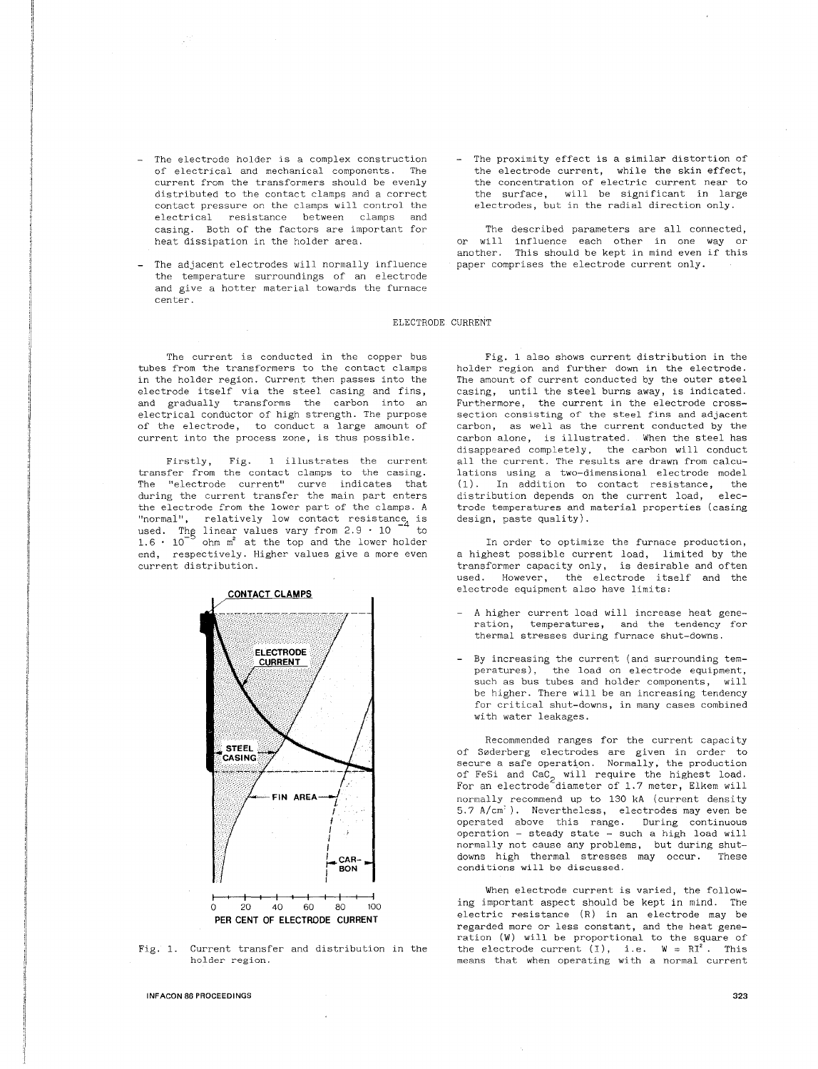- The electrode holder is a complex construction of electrical and mechanical components. The current from the transformers should be evenly distributed to the contact clamps and a correct contact pressure on the clamps will control the electrical resistance between clamps and casing. Both of the factors are important for heat dissipation in the holder area.

- The adjacent electrodes will normally influence the temperature surroundings of an electrode and give a hotter material towards the furnace center.

- The proximity effect is a similar distortion of the electrode current, while the skin effect, the concentration of electric current near to the surface, will be significant in large electrodes, but in the radial direction only.

The described parameters are all connected, or will influence each other in one way or another. This should be kept in mind even if this paper comprises the electrode current only.

## ELECTRODE CURRENT

The current is conducted in the copper bus tubes from the transformers to the contact clamps in the holder region. Current then passes into the electrode itself via the steel casing and fins, and gradually transforms the carbon into an electrical conductor of high strength. The purpose of the electrode, to conduct a large amount of current into the process zone, is thus possible.

Firstly, Fig. 1 illustrates the current transfer from the contact clamps to the casing. The "electrode current" curve indicates that during the current transfer the main part enters the electrode from the lower part of the clamps. A "normal", relatively low contact resistance is used. The linear values vary from $2.9 \cdot 10^{-4}$ to $1.6 \cdot 10^{-5}$ ohm $m^2$ at the top and the lower holder end, respectively. Higher values give a more even current distribution.

Fig. 1. Current transfer and distribution in the holder region.

Fig. 1 also shows current distribution in the holder region and further down in the electrode. The amount of current conducted by the outer steel casing, until the steel burns away, is indicated. Furthermore, the current in the electrode cross-section consisting of the steel fins and adjacent carbon, as well as the current conducted by the carbon alone, is illustrated. When the steel has disappeared completely, the carbon will conduct all the current. The results are drawn from calculations using a two-dimensional electrode model (1). In addition to contact resistance, the distribution depends on the current load, electrode temperatures and material properties (casing design, paste quality).

In order to optimize the furnace production, a highest possible current load, limited by the transformer capacity only, is desirable and often used. However, the electrode itself and the electrode equipment also have limits:

- A higher current load will increase heat generation, temperatures, and the tendency for thermal stresses during furnace shut-downs.

- By increasing the current (and surrounding temperatures), the load on electrode equipment, such as bus tubes and holder components, will be higher. There will be an increasing tendency for critical shut-downs, in many cases combined with water leakages.

Recommended ranges for the current capacity of Søderberg electrodes are given in order to secure a safe operation. Normally, the production of FeSi and $CaC_2$ will require the highest load. For an electrode diameter of 1.7 meter, Elkem will normally recommend up to 130 kA (current density 5.7 A/$cm^2$). Nevertheless, electrodes may even be operated above this range. During continuous operation - steady state - such a high load will normally not cause any problems, but during shut-downs high thermal stresses may occur. These conditions will be discussed.

When electrode current is varied, the following important aspect should be kept in mind. The electric resistance (R) in an electrode may be regarded more or less constant, and the heat generation (W) will be proportional to the square of the electrode current (I), i.e. $W = RI^2$. This means that when operating with a normal current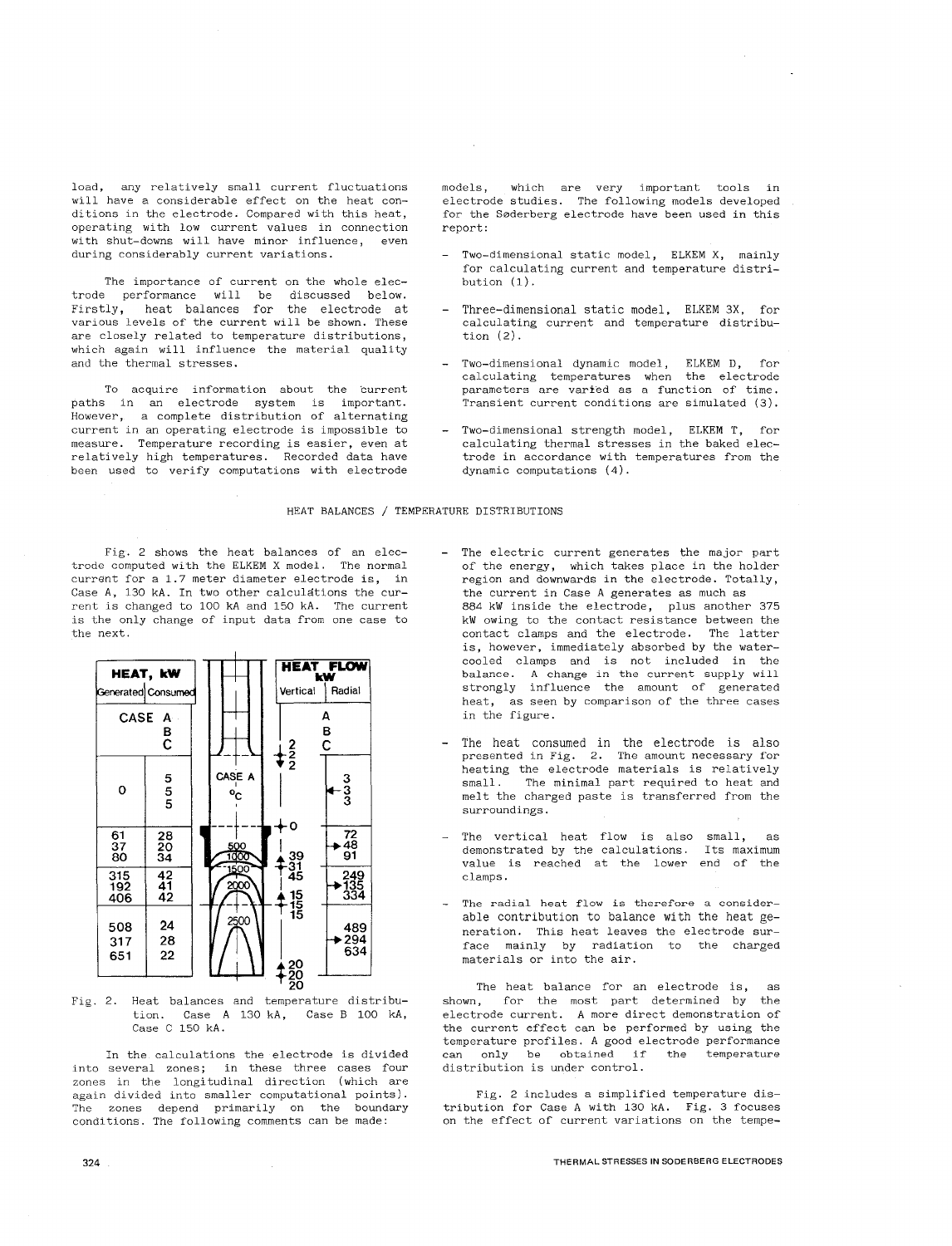load, any relatively small current fluctuations will have a considerable effect on the heat conditions in the electrode. Compared with this heat, operating with low current values in connection with shut-downs will have minor influence, even during considerably current variations.

The importance of current on the whole electrode performance will be discussed below. Firstly, heat balances for the electrode at various levels of the current will be shown. These are closely related to temperature distributions, which again will influence the material quality and the thermal stresses.

To acquire information about the current paths in an electrode system is important. However, a complete distribution of alternating current in an operating electrode is impossible to measure. Temperature recording is easier, even at relatively high temperatures. Recorded data have been used to verify computations with electrode models, which are very important tools in electrode studies. The following models developed for the Søderberg electrode have been used in this report:

- Two-dimensional static model, ELKEM X, mainly for calculating current and temperature distribution (1).
- Three-dimensional static model, ELKEM 3X, for calculating current and temperature distribution (2).
- Two-dimensional dynamic model, ELKEM D, for calculating temperatures when the electrode parameters are varied as a function of time. Transient current conditions are simulated (3).
- Two-dimensional strength model, ELKEM T, for calculating thermal stresses in the baked electrode in accordance with temperatures from the dynamic computations (4).

## HEAT BALANCES / TEMPERATURE DISTRIBUTIONS

Fig. 2 shows the heat balances of an electrode computed with the ELKEM X model. The normal current for a 1.7 meter diameter electrode is, in Case A, 130 kA. In two other calculations the current is changed to 100 kA and 150 kA. The current is the only change of input data from one case to the next.

| HEAT, kW Generated | HEAT, kW Consumed | HEAT FLOW kW Vertical | HEAT FLOW kW Radial |
|---|---|---|---|
| CASE A / B / C | | | A / B / C |
| | | 2 / 2 / 2 | |
| 0 | 5 / 5 / 5 | | 3 / 3 / 3 |
| | | 0 | |
| 61 / 37 / 80 | 28 / 20 / 34 | 39 / 31 / 45 | 72 / 48 / 91 |
| 315 / 192 / 406 | 42 / 41 / 42 | 15 / 15 / 15 | 249 / 135 / 334 |
| 508 / 317 / 651 | 24 / 28 / 22 | 20 / 20 / 20 | 489 / 294 / 634 |

(Temperature distribution for CASE A, °C: isotherms 500, 1000, 1500, 2000, 2500)

Fig. 2. Heat balances and temperature distribution. Case A 130 kA, Case B 100 kA, Case C 150 kA.

In the calculations the electrode is divided into several zones; in these three cases four zones in the longitudinal direction (which are again divided into smaller computational points). The zones depend primarily on the boundary conditions. The following comments can be made:

- The electric current generates the major part of the energy, which takes place in the holder region and downwards in the electrode. Totally, the current in Case A generates as much as 884 kW inside the electrode, plus another 375 kW owing to the contact resistance between the contact clamps and the electrode. The latter is, however, immediately absorbed by the water-cooled clamps and is not included in the balance. A change in the current supply will strongly influence the amount of generated heat, as seen by comparison of the three cases in the figure.
- The heat consumed in the electrode is also presented in Fig. 2. The amount necessary for heating the electrode materials is relatively small. The minimal part required to heat and melt the charged paste is transferred from the surroundings.
- The vertical heat flow is also small, as demonstrated by the calculations. Its maximum value is reached at the lower end of the clamps.
- The radial heat flow is therefore a considerable contribution to balance with the heat generation. This heat leaves the electrode surface mainly by radiation to the charged materials or into the air.

The heat balance for an electrode is, as shown, for the most part determined by the electrode current. A more direct demonstration of the current effect can be performed by using the temperature profiles. A good electrode performance can only be obtained if the temperature distribution is under control.

Fig. 2 includes a simplified temperature distribution for Case A with 130 kA. Fig. 3 focuses on the effect of current variations on the tempe-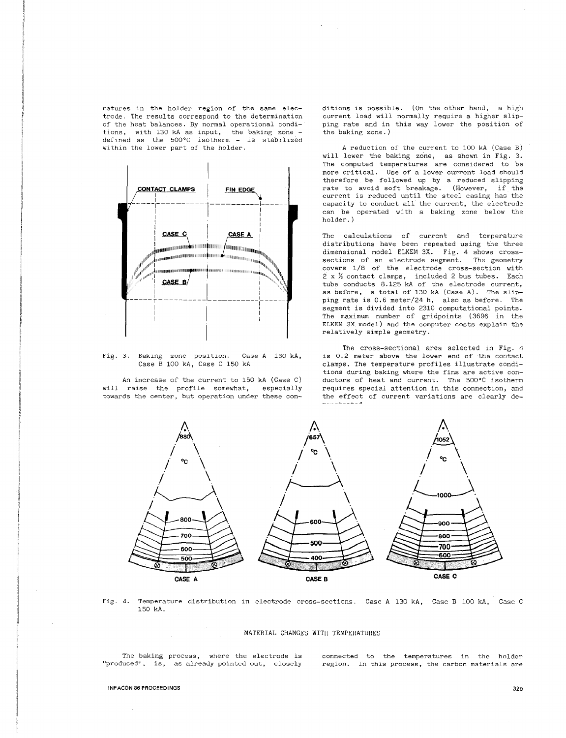ratures in the holder region of the same electrode. The results correspond to the determination of the heat balances. By normal operational conditions, with 130 kA as input, the baking zone - defined as the 500°C isotherm - is stabilized within the lower part of the holder.

Fig. 3. Baking zone position. Case A 130 kA, Case B 100 kA, Case C 150 kA

An increase of the current to 150 kA (Case C) will raise the profile somewhat, especially towards the center, but operation under these conditions is possible. (On the other hand, a high current load will normally require a higher slipping rate and in this way lower the position of the baking zone.)

A reduction of the current to 100 kA (Case B) will lower the baking zone, as shown in Fig. 3. The computed temperatures are considered to be more critical. Use of a lower current load should therefore be followed up by a reduced slipping rate to avoid soft breakage. (However, if the current is reduced until the steel casing has the capacity to conduct all the current, the electrode can be operated with a baking zone below the holder.)

The calculations of current and temperature distributions have been repeated using the three dimensional model ELKEM 3X. Fig. 4 shows cross-sections of an electrode segment. The geometry covers 1/8 of the electrode cross-section with 2 x ½ contact clamps, included 2 bus tubes. Each tube conducts 8.125 kA of the electrode current, as before, a total of 130 kA (Case A). The slipping rate is 0.6 meter/24 h, also as before. The segment is divided into 2310 computational points. The maximum number of gridpoints (3696 in the ELKEM 3X model) and the computer costs explain the relatively simple geometry.

The cross-sectional area selected in Fig. 4 is 0.2 meter above the lower end of the contact clamps. The temperature profiles illustrate conditions during baking where the fins are active conductors of heat and current. The 500°C isotherm requires special attention in this connection, and the effect of current variations are clearly demonstrated.

Fig. 4. Temperature distribution in electrode cross-sections. Case A 130 kA, Case B 100 kA, Case C 150 kA.

## MATERIAL CHANGES WITH TEMPERATURES

The baking process, where the electrode is "produced", is, as already pointed out, closely connected to the temperatures in the holder region. In this process, the carbon materials are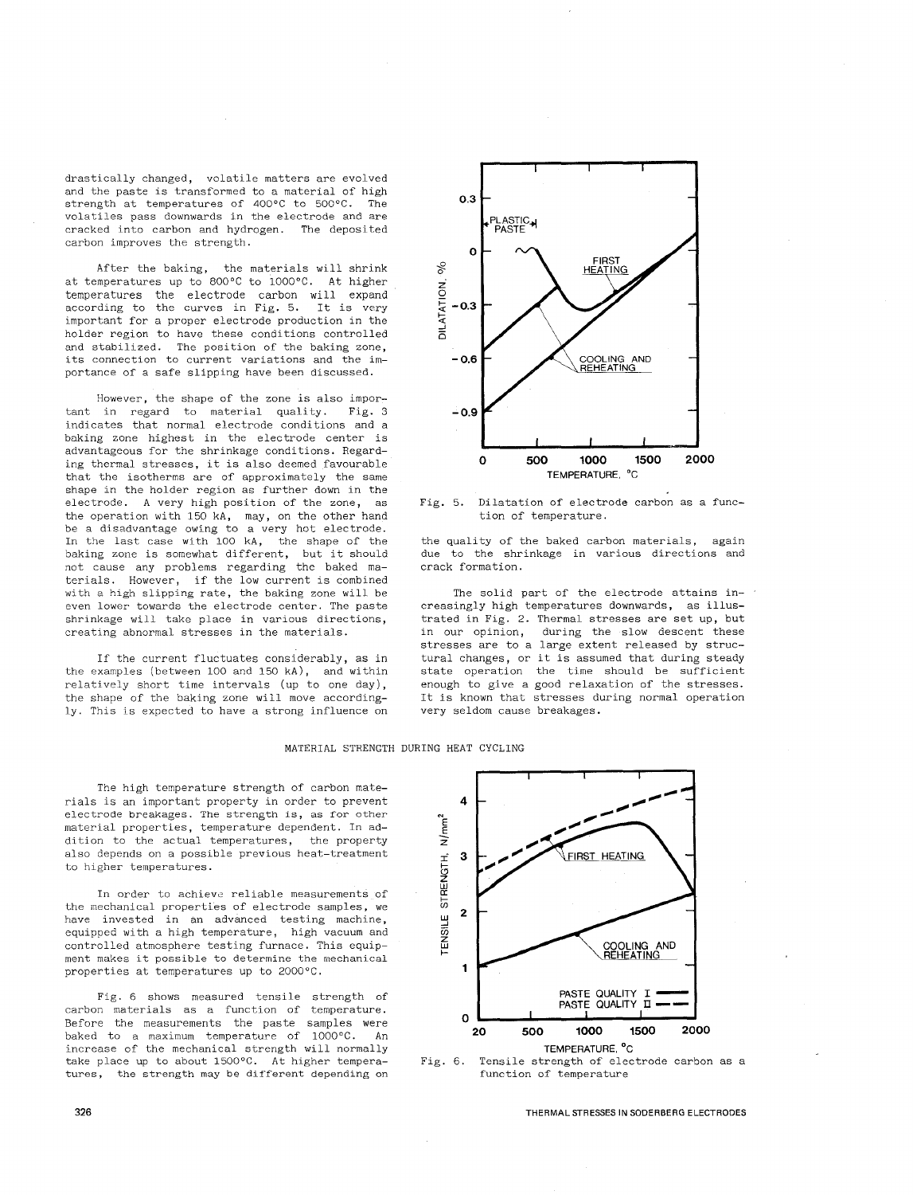drastically changed, volatile matters are evolved and the paste is transformed to a material of high strength at temperatures of 400°C to 500°C. The volatiles pass downwards in the electrode and are cracked into carbon and hydrogen. The deposited carbon improves the strength.

After the baking, the materials will shrink at temperatures up to 800°C to 1000°C. At higher temperatures the electrode carbon will expand according to the curves in Fig. 5. It is very important for a proper electrode production in the holder region to have these conditions controlled and stabilized. The position of the baking zone, its connection to current variations and the importance of a safe slipping have been discussed.

However, the shape of the zone is also important in regard to material quality. Fig. 3 indicates that normal electrode conditions and a baking zone highest in the electrode center is advantageous for the shrinkage conditions. Regarding thermal stresses, it is also deemed favourable that the isotherms are of approximately the same shape in the holder region as further down in the electrode. A very high position of the zone, as the operation with 150 kA, may, on the other hand be a disadvantage owing to a very hot electrode. In the last case with 100 kA, the shape of the baking zone is somewhat different, but it should not cause any problems regarding the baked materials. However, if the low current is combined with a high slipping rate, the baking zone will be even lower towards the electrode center. The paste shrinkage will take place in various directions, creating abnormal stresses in the materials.

If the current fluctuates considerably, as in the examples (between 100 and 150 kA), and within relatively short time intervals (up to one day), the shape of the baking zone will move accordingly. This is expected to have a strong influence on the quality of the baked carbon materials, again due to the shrinkage in various directions and crack formation.

The solid part of the electrode attains increasingly high temperatures downwards, as illustrated in Fig. 2. Thermal stresses are set up, but in our opinion, during the slow descent these stresses are to a large extent released by structural changes, or it is assumed that during steady state operation the time should be sufficient enough to give a good relaxation of the stresses. It is known that stresses during normal operation very seldom cause breakages.

Fig. 5. Dilatation of electrode carbon as a function of temperature.

## MATERIAL STRENGTH DURING HEAT CYCLING

The high temperature strength of carbon materials is an important property in order to prevent electrode breakages. The strength is, as for other material properties, temperature dependent. In addition to the actual temperatures, the property also depends on a possible previous heat-treatment to higher temperatures.

In order to achieve reliable measurements of the mechanical properties of electrode samples, we have invested in an advanced testing machine, equipped with a high temperature, high vacuum and controlled atmosphere testing furnace. This equipment makes it possible to determine the mechanical properties at temperatures up to 2000°C.

Fig. 6 shows measured tensile strength of carbon materials as a function of temperature. Before the measurements the paste samples were baked to a maximum temperature of 1000°C. An increase of the mechanical strength will normally take place up to about 1500°C. At higher temperatures, the strength may be different depending on

Fig. 6. Tensile strength of electrode carbon as a function of temperature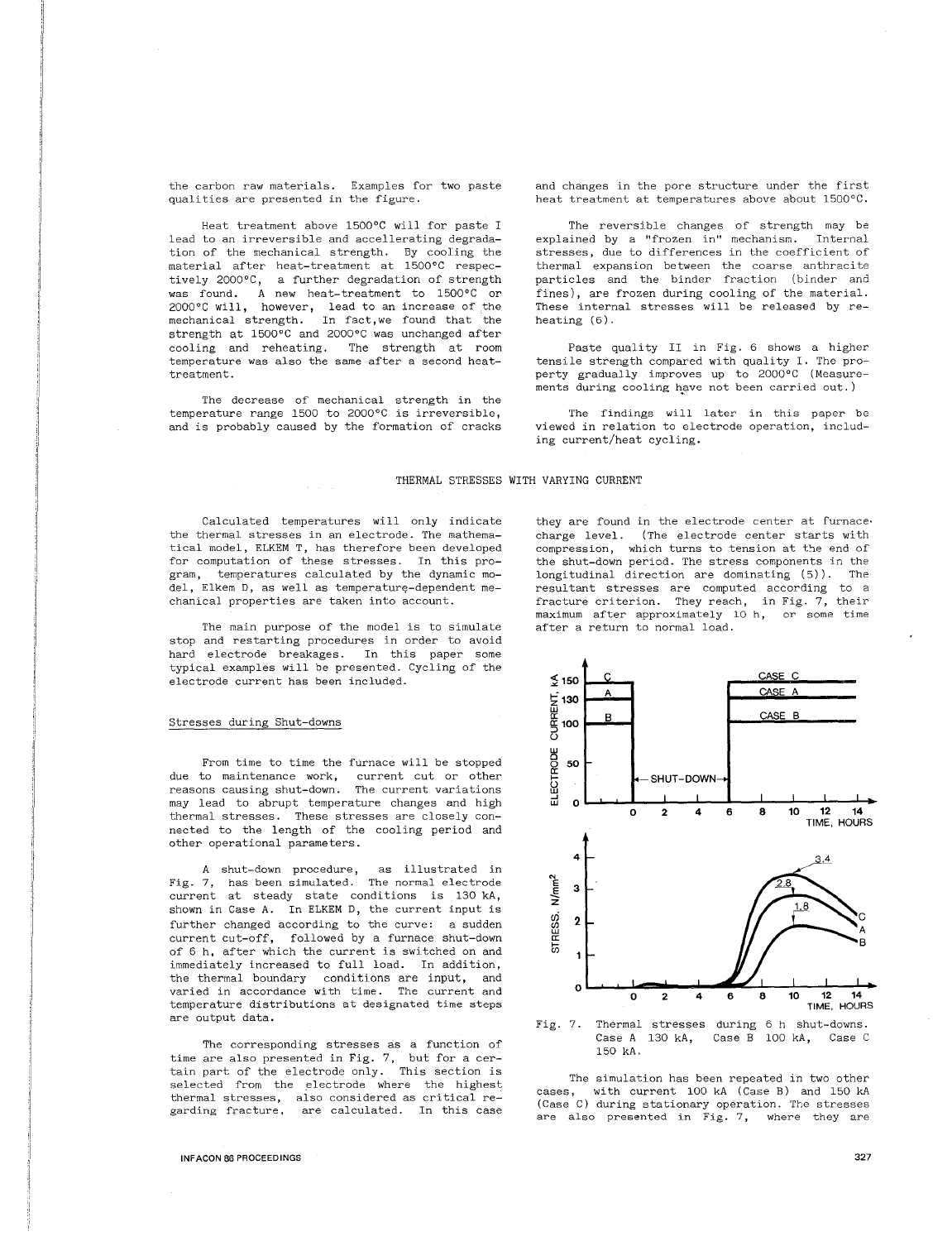the carbon raw materials. Examples for two paste qualities are presented in the figure.

Heat treatment above 1500°C will for paste I lead to an irreversible and accellerating degradation of the mechanical strength. By cooling the material after heat-treatment at 1500°C respectively 2000°C, a further degradation of strength was found. A new heat-treatment to 1500°C or 2000°C will, however, lead to an increase of the mechanical strength. In fact,we found that the strength at 1500°C and 2000°C was unchanged after cooling and reheating. The strength at room temperature was also the same after a second heat-treatment.

The decrease of mechanical strength in the temperature range 1500 to 2000°C is irreversible, and is probably caused by the formation of cracks and changes in the pore structure under the first heat treatment at temperatures above about 1500°C.

The reversible changes of strength may be explained by a "frozen in" mechanism. Internal stresses, due to differences in the coefficient of thermal expansion between the coarse anthracite particles and the binder fraction (binder and fines), are frozen during cooling of the material. These internal stresses will be released by reheating (6).

Paste quality II in Fig. 6 shows a higher tensile strength compared with quality I. The property gradually improves up to 2000°C (Measurements during cooling have not been carried out.)

The findings will later in this paper be viewed in relation to electrode operation, including current/heat cycling.

## THERMAL STRESSES WITH VARYING CURRENT

Calculated temperatures will only indicate the thermal stresses in an electrode. The mathematical model, ELKEM T, has therefore been developed for computation of these stresses. In this program, temperatures calculated by the dynamic model, Elkem D, as well as temperature-dependent mechanical properties are taken into account.

The main purpose of the model is to simulate stop and restarting procedures in order to avoid hard electrode breakages. In this paper some typical examples will be presented. Cycling of the electrode current has been included.

### Stresses during Shut-downs

From time to time the furnace will be stopped due to maintenance work, current cut or other reasons causing shut-down. The current variations may lead to abrupt temperature changes and high thermal stresses. These stresses are closely connected to the length of the cooling period and other operational parameters.

A shut-down procedure, as illustrated in Fig. 7, has been simulated. The normal electrode current at steady state conditions is 130 kA, shown in Case A. In ELKEM D, the current input is further changed according to the curve: a sudden current cut-off, followed by a furnace shut-down of 6 h, after which the current is switched on and immediately increased to full load. In addition, the thermal boundary conditions are input, and varied in accordance with time. The current and temperature distributions at designated time steps are output data.

The corresponding stresses as a function of time are also presented in Fig. 7, but for a certain part of the electrode only. This section is selected from the electrode where the highest thermal stresses, also considered as critical regarding fracture, are calculated. In this case they are found in the electrode center at furnace charge level. (The electrode center starts with compression, which turns to tension at the end of the shut-down period. The stress components in the longitudinal direction are dominating (5)). The resultant stresses are computed according to a fracture criterion. They reach, in Fig. 7, their maximum after approximately 10 h, or some time after a return to normal load.

Fig. 7. Thermal stresses during 6 h shut-downs. Case A 130 kA, Case B 100 kA, Case C 150 kA.

The simulation has been repeated in two other cases, with current 100 kA (Case B) and 150 kA (Case C) during stationary operation. The stresses are also presented in Fig. 7, where they are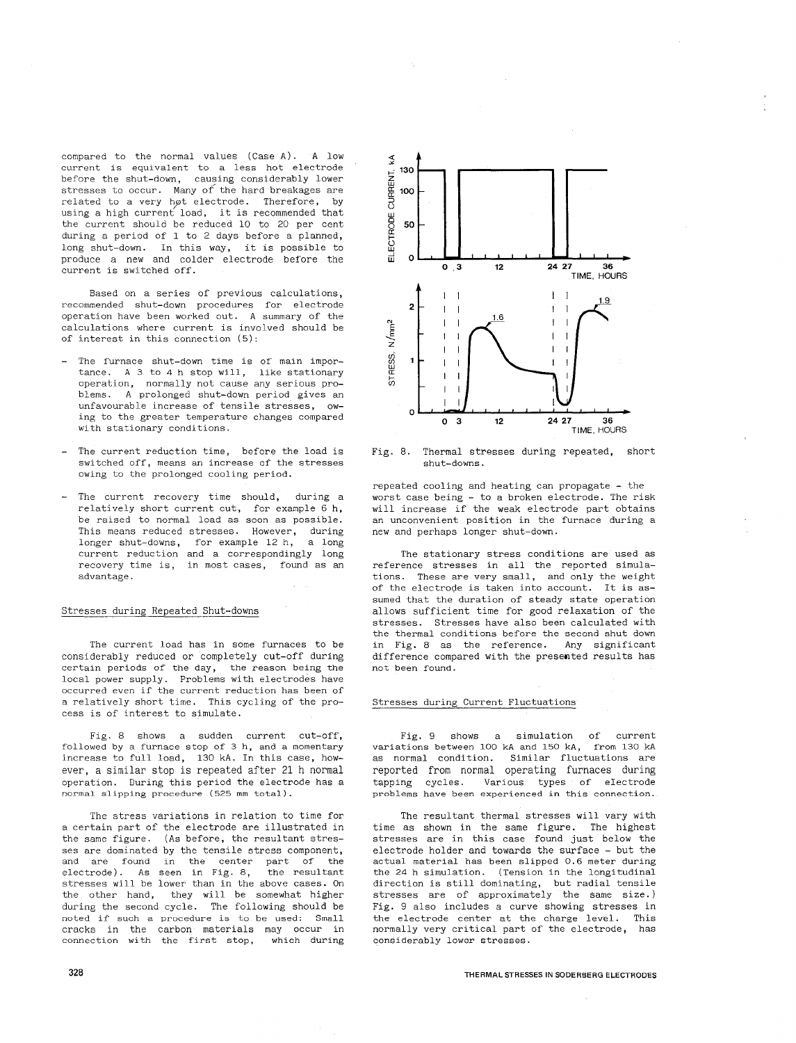compared to the normal values (Case A). A low current is equivalent to a less hot electrode before the shut-down, causing considerably lower stresses to occur. Many of the hard breakages are related to a very hot electrode. Therefore, by using a high current load, it is recommended that the current should be reduced 10 to 20 per cent during a period of 1 to 2 days before a planned, long shut-down. In this way, it is possible to produce a new and colder electrode before the current is switched off.

Based on a series of previous calculations, recommended shut-down procedures for electrode operation have been worked out. A summary of the calculations where current is involved should be of interest in this connection (5):

- The furnace shut-down time is of main importance. A 3 to 4 h stop will, like stationary operation, normally not cause any serious problems. A prolonged shut-down period gives an unfavourable increase of tensile stresses, owing to the greater temperature changes compared with stationary conditions.

- The current reduction time, before the load is switched off, means an increase of the stresses owing to the prolonged cooling period.

- The current recovery time should, during a relatively short current cut, for example 6 h, be raised to normal load as soon as possible. This means reduced stresses. However, during longer shut-downs, for example 12 h, a long current reduction and a correspondingly long recovery time is, in most cases, found as an advantage.

## Stresses during Repeated Shut-downs

The current load has in some furnaces to be considerably reduced or completely cut-off during certain periods of the day, the reason being the local power supply. Problems with electrodes have occurred even if the current reduction has been of a relatively short time. This cycling of the process is of interest to simulate.

Fig. 8 shows a sudden current cut-off, followed by a furnace stop of 3 h, and a momentary increase to full load, 130 kA. In this case, however, a similar stop is repeated after 21 h normal operation. During this period the electrode has a normal slipping procedure (525 mm total).

The stress variations in relation to time for a certain part of the electrode are illustrated in the same figure. (As before, the resultant stresses are dominated by the tensile stress component, and are found in the center part of the electrode). As seen in Fig. 8, the resultant stresses will be lower than in the above cases. On the other hand, they will be somewhat higher during the second cycle. The following should be noted if such a procedure is to be used: Small cracks in the carbon materials may occur in connection with the first stop, which during repeated cooling and heating can propagate - the worst case being - to a broken electrode. The risk will increase if the weak electrode part obtains an unconvenient position in the furnace during a new and perhaps longer shut-down.

The stationary stress conditions are used as reference stresses in all the reported simulations. These are very small, and only the weight of the electrode is taken into account. It is assumed that the duration of steady state operation allows sufficient time for good relaxation of the stresses. Stresses have also been calculated with the thermal conditions before the second shut down in Fig. 8 as the reference. Any significant difference compared with the presented results has not been found.

Fig. 8. Thermal stresses during repeated, short shut-downs.

## Stresses during Current Fluctuations

Fig. 9 shows a simulation of current variations between 100 kA and 150 kA, from 130 kA as normal condition. Similar fluctuations are reported from normal operating furnaces during tapping cycles. Various types of electrode problems have been experienced in this connection.

The resultant thermal stresses will vary with time as shown in the same figure. The highest stresses are in this case found just below the electrode holder and towards the surface - but the actual material has been slipped 0.6 meter during the 24 h simulation. (Tension in the longitudinal direction is still dominating, but radial tensile stresses are of approximately the same size.) Fig. 9 also includes a curve showing stresses in the electrode center at the charge level. This normally very critical part of the electrode, has considerably lower stresses.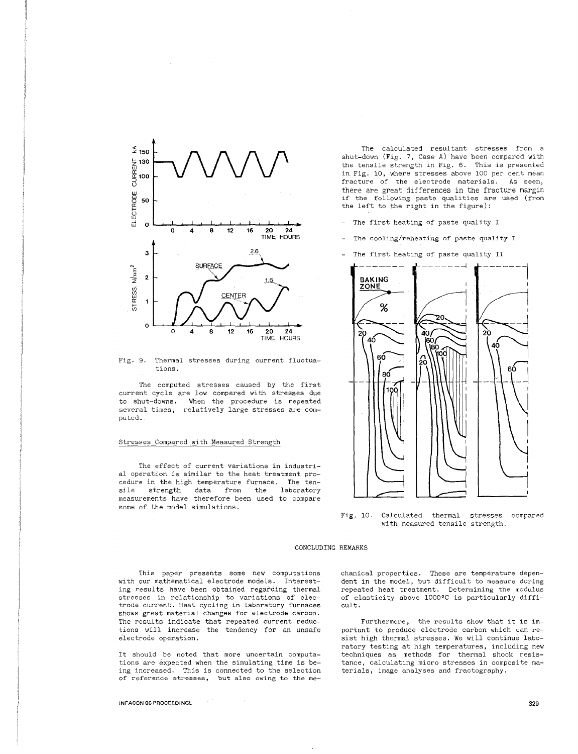Fig. 9. Thermal stresses during current fluctuations.

The computed stresses caused by the first current cycle are low compared with stresses due to shut-downs. When the procedure is repeated several times, relatively large stresses are computed.

## Stresses Compared with Measured Strength

The effect of current variations in industrial operation is similar to the heat treatment procedure in the high temperature furnace. The tensile strength data from the laboratory measurements have therefore been used to compare some of the model simulations.

The calculated resultant stresses from a shut-down (Fig. 7, Case A) have been compared with the tensile strength in Fig. 6. This is presented in Fig. 10, where stresses above 100 per cent mean fracture of the electrode materials. As seen, there are great differences in the fracture margin if the following paste qualities are used (from the left to the right in the figure):

- The first heating of paste quality I
- The cooling/reheating of paste quality I
- The first heating of paste quality II

Fig. 10. Calculated thermal stresses compared with measured tensile strength.

## CONCLUDING REMARKS

This paper presents some new computations with our mathematical electrode models. Interesting results have been obtained regarding thermal stresses in relationship to variations of electrode current. Heat cycling in laboratory furnaces shows great material changes for electrode carbon. The results indicate that repeated current reductions will increase the tendency for an unsafe electrode operation.

It should be noted that more uncertain computations are expected when the simulating time is being increased. This is connected to the selection of reference stresses, but also owing to the mechanical properties. These are temperature dependent in the model, but difficult to measure during repeated heat treatment. Determining the modulus of elasticity above 1000°C is particularly difficult.

Furthermore, the results show that it is important to produce electrode carbon which can resist high thermal stresses. We will continue laboratory testing at high temperatures, including new techniques as methods for thermal shock resistance, calculating micro stresses in composite materials, image analyses and fractography.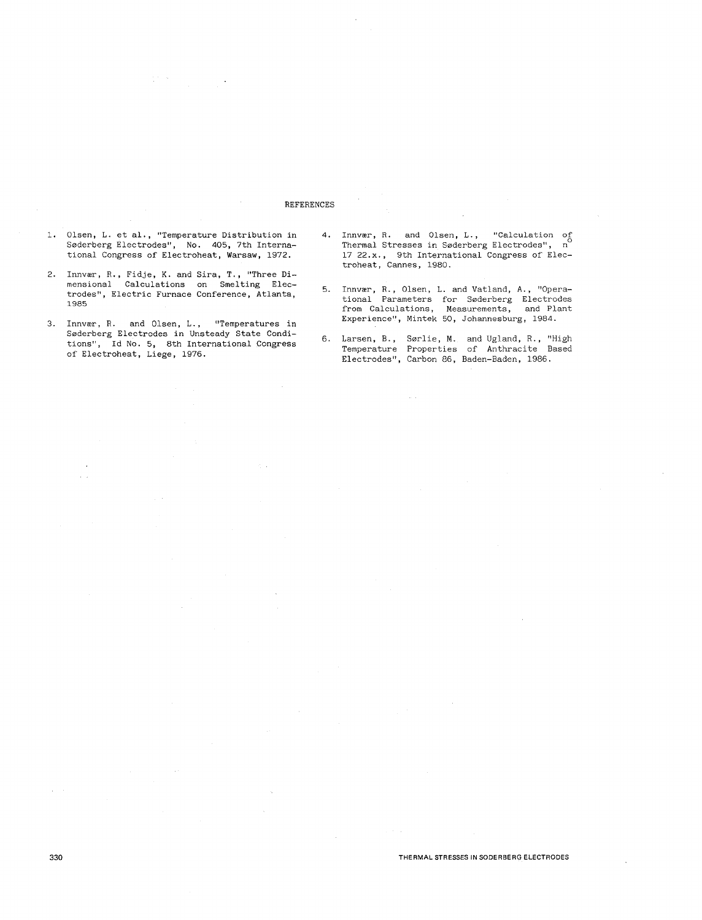## REFERENCES

1. Olsen, L. et al., "Temperature Distribution in Søderberg Electrodes", No. 405, 7th International Congress of Electroheat, Warsaw, 1972.

2. Innvær, R., Fidje, K. and Sira, T., "Three Dimensional Calculations on Smelting Electrodes", Electric Furnace Conference, Atlanta, 1985

3. Innvær, R. and Olsen, L., "Temperatures in Søderberg Electrodes in Unsteady State Conditions", Id No. 5, 8th International Congress of Electroheat, Liege, 1976.

4. Innvær, R. and Olsen, L., "Calculation of Thermal Stresses in Søderberg Electrodes", n° 17 22.x., 9th International Congress of Electroheat, Cannes, 1980.

5. Innvær, R., Olsen, L. and Vatland, A., "Operational Parameters for Søderberg Electrodes from Calculations, Measurements, and Plant Experience", Mintek 50, Johannesburg, 1984.

6. Larsen, B., Sørlie, M. and Ugland, R., "High Temperature Properties of Anthracite Based Electrodes", Carbon 86, Baden-Baden, 1986.